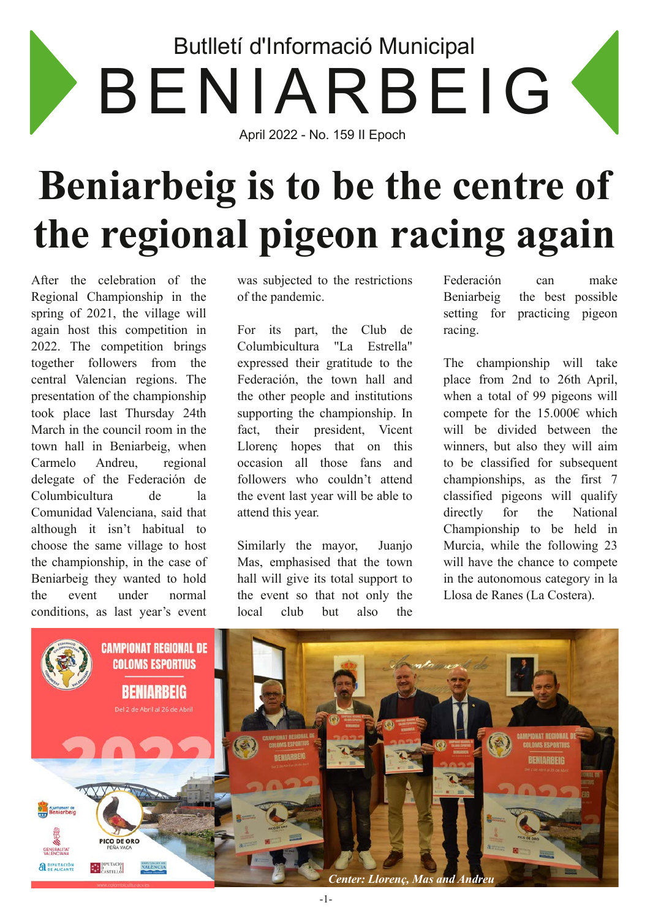Butlletí d'Informació Municipal

# BENIARBEIG

April 2022 - No. 159 II Epoch

# Beniarbeig is to be the centre of the regional pigeon racing again

After the celebration of the Regional Championship in the spring of 2021, the village will again host this competition in 2022. The competition brings together followers from the central Valencian regions. The presentation of the championship took place last Thursday 24th March in the council room in the town hall in Beniarbeig, when Carmelo Andreu, regional delegate of the Federación de Columbicultura de la Comunidad Valenciana, said that although it isn't habitual to choose the same village to host the championship, in the case of Beniarbeig they wanted to hold the event under normal conditions, as last year's event was subjected to the restrictions of the pandemic.

For its part, the Club de Columbicultura "La Estrella" expressed their gratitude to the Federación, the town hall and the other people and institutions supporting the championship. In fact, their president, Vicent Llorenç hopes that on this occasion all those fans and followers who couldn't attend the event last year will be able to attend this year.

Similarly the mayor, Juanjo Mas, emphasised that the town hall will give its total support to the event so that not only the local club but also the Federación can make Beniarbeig the best possible setting for practicing pigeon racing.

The championship will take place from 2nd to 26th April, when a total of 99 pigeons will compete for the 15.000€ which will be divided between the winners, but also they will aim to be classified for subsequent championships, as the first 7 classified pigeons will qualify directly for the National Championship to be held in Murcia, while the following 23 will have the chance to compete in the autonomous category in la Llosa de Ranes (La Costera).

*Center: Llorenç, Mas and Andreu*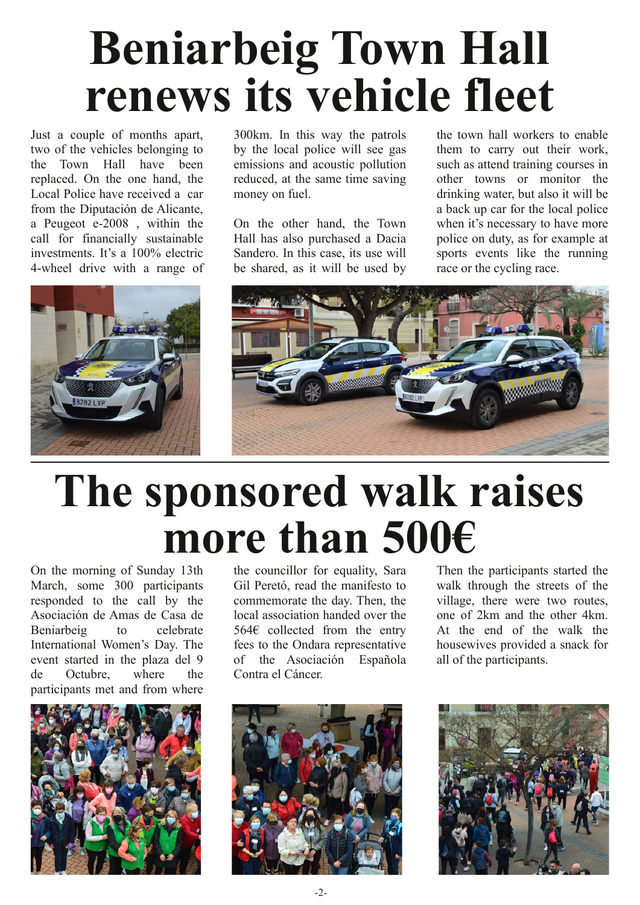# Beniarbeig Town Hall renews its vehicle fleet

Just a couple of months apart, two of the vehicles belonging to the Town Hall have been replaced. On the one hand, the Local Police have received a car from the Diputación de Alicante, a Peugeot e-2008 , within the call for financially sustainable investments. It's a 100% electric 4-wheel drive with a range of 300km. In this way the patrols by the local police will see gas emissions and acoustic pollution reduced, at the same time saving money on fuel.

On the other hand, the Town Hall has also purchased a Dacia Sandero. In this case, its use will be shared, as it will be used by the town hall workers to enable them to carry out their work, such as attend training courses in other towns or monitor the drinking water, but also it will be a back up car for the local police when it's necessary to have more police on duty, as for example at sports events like the running race or the cycling race.

# The sponsored walk raises more than 500€

On the morning of Sunday 13th March, some 300 participants responded to the call by the Asociación de Amas de Casa de Beniarbeig to celebrate International Women's Day. The event started in the plaza del 9 de Octubre, where the participants met and from where the councillor for equality, Sara Gil Peretó, read the manifesto to commemorate the day. Then, the local association handed over the 564€ collected from the entry fees to the Ondara representative of the Asociación Española Contra el Cáncer.

Then the participants started the walk through the streets of the village, there were two routes, one of 2km and the other 4km. At the end of the walk the housewives provided a snack for all of the participants.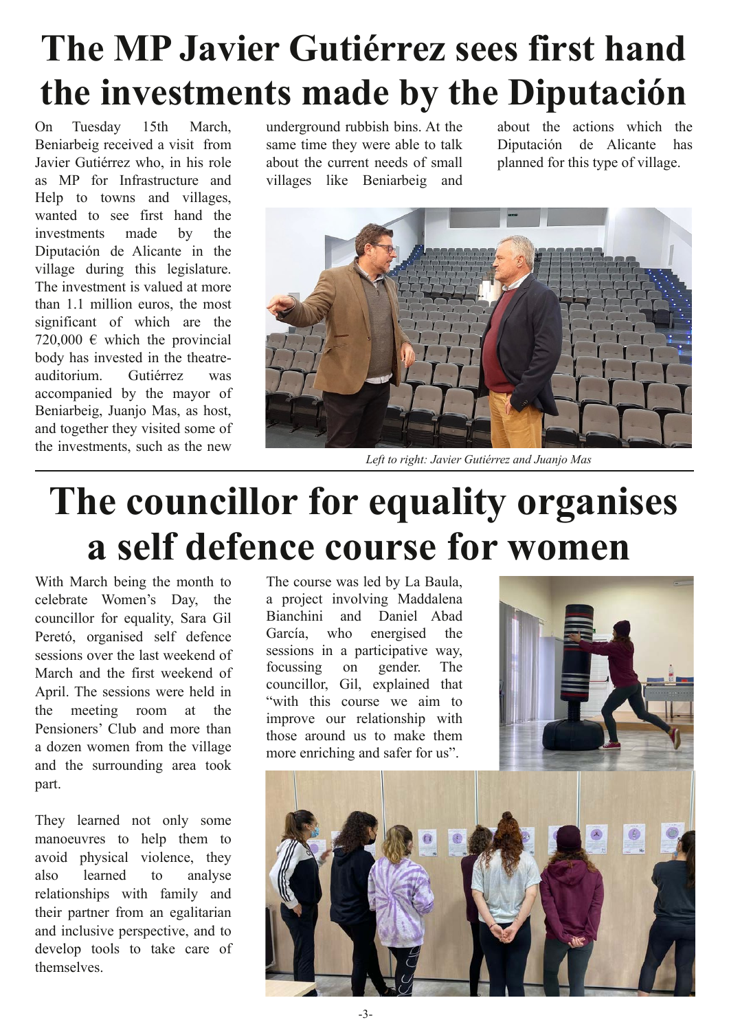# The MP Javier Gutiérrez sees first hand the investments made by the Diputación

On Tuesday 15th March, Beniarbeig received a visit from Javier Gutiérrez who, in his role as MP for Infrastructure and Help to towns and villages, wanted to see first hand the investments made by the Diputación de Alicante in the village during this legislature. The investment is valued at more than 1.1 million euros, the most significant of which are the 720,000 € which the provincial body has invested in the theatre-auditorium. Gutiérrez was accompanied by the mayor of Beniarbeig, Juanjo Mas, as host, and together they visited some of the investments, such as the new underground rubbish bins. At the same time they were able to talk about the current needs of small villages like Beniarbeig and about the actions which the Diputación de Alicante has planned for this type of village.

*Left to right: Javier Gutiérrez and Juanjo Mas*

# The councillor for equality organises a self defence course for women

With March being the month to celebrate Women's Day, the councillor for equality, Sara Gil Peretó, organised self defence sessions over the last weekend of March and the first weekend of April. The sessions were held in the meeting room at the Pensioners' Club and more than a dozen women from the village and the surrounding area took part.

They learned not only some manoeuvres to help them to avoid physical violence, they also learned to analyse relationships with family and their partner from an egalitarian and inclusive perspective, and to develop tools to take care of themselves.

The course was led by La Baula, a project involving Maddalena Bianchini and Daniel Abad García, who energised the sessions in a participative way, focussing on gender. The councillor, Gil, explained that "with this course we aim to improve our relationship with those around us to make them more enriching and safer for us".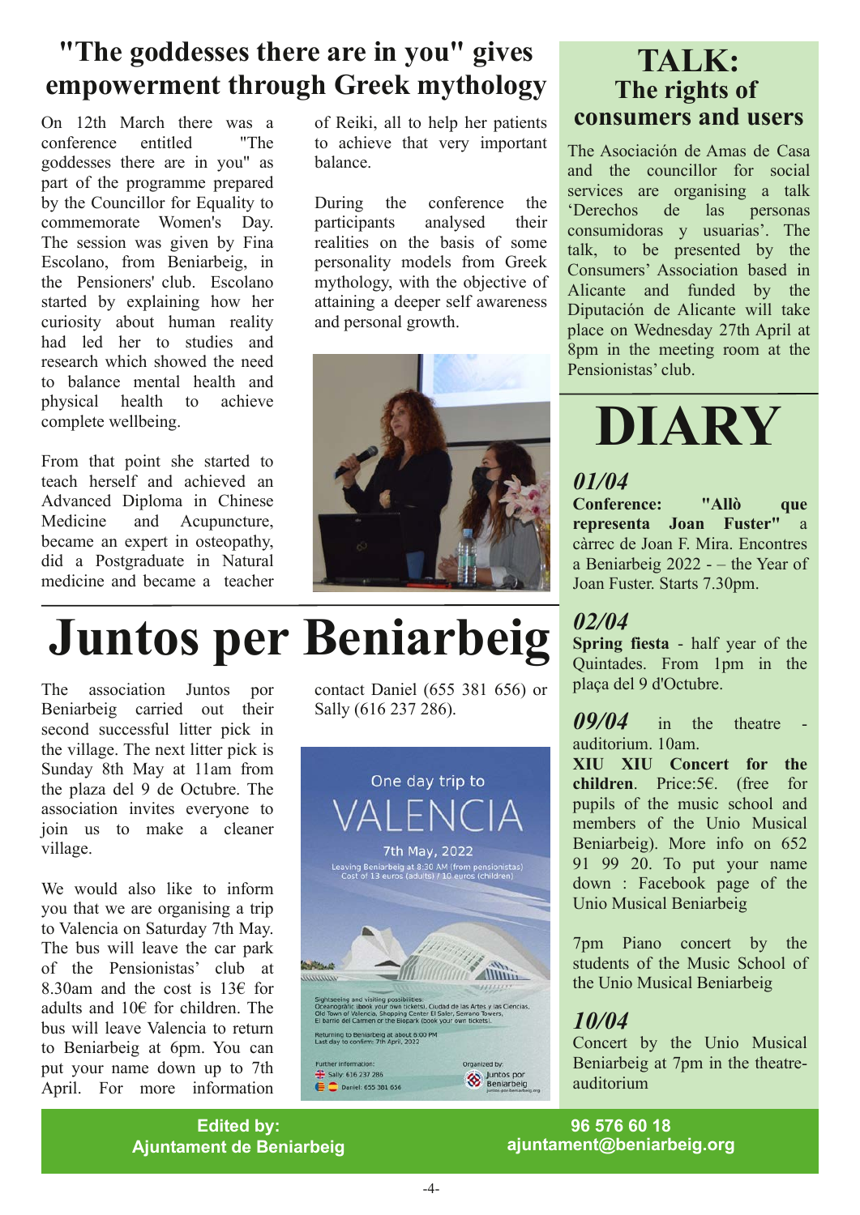## "The goddesses there are in you" gives empowerment through Greek mythology

On 12th March there was a conference entitled "The goddesses there are in you" as part of the programme prepared by the Councillor for Equality to commemorate Women's Day. The session was given by Fina Escolano, from Beniarbeig, in the Pensioners' club. Escolano started by explaining how her curiosity about human reality had led her to studies and research which showed the need to balance mental health and physical health to achieve complete wellbeing.

From that point she started to teach herself and achieved an Advanced Diploma in Chinese Medicine and Acupuncture, became an expert in osteopathy, did a Postgraduate in Natural medicine and became a teacher of Reiki, all to help her patients to achieve that very important balance.

During the conference the participants analysed their realities on the basis of some personality models from Greek mythology, with the objective of attaining a deeper self awareness and personal growth.

# Juntos per Beniarbeig

The association Juntos por Beniarbeig carried out their second successful litter pick in the village. The next litter pick is Sunday 8th May at 11am from the plaza del 9 de Octubre. The association invites everyone to join us to make a cleaner village.

We would also like to inform you that we are organising a trip to Valencia on Saturday 7th May. The bus will leave the car park of the Pensionistas' club at 8.30am and the cost is 13€ for adults and 10€ for children. The bus will leave Valencia to return to Beniarbeig at 6pm. You can put your name down up to 7th April. For more information contact Daniel (655 381 656) or Sally (616 237 286).

One day trip to
VALENCIA
7th May, 2022
Leaving Beniarbeig at 8:30 AM (from pensionistas)
Cost of 13 euros (adults) / 10 euros (children)

Sightseeing and visiting possibilities:
Oceanogràfic (book your own tickets), Ciudad de las Artes y las Ciencias, Old Town of Valencia, Shopping Center El Saler, Serrano Towers, El barrio del Carmen or the Biopark (book your own tickets).

Returning to Beniarbeig at about 6:00 PM
Last day to confirm: 7th April, 2022

Further information:
Sally: 616 237 286
Daniel: 655 381 656

Organized by:
Juntos por Beniarbeig

## TALK: The rights of consumers and users

The Asociación de Amas de Casa and the councillor for social services are organising a talk 'Derechos de las personas consumidoras y usuarias'. The talk, to be presented by the Consumers' Association based in Alicante and funded by the Diputación de Alicante will take place on Wednesday 27th April at 8pm in the meeting room at the Pensionistas' club.

# DIARY

### *01/04*

**Conference: "Allò que representa Joan Fuster"** a càrrec de Joan F. Mira. Encontres a Beniarbeig 2022 - – the Year of Joan Fuster. Starts 7.30pm.

### *02/04*

**Spring fiesta** - half year of the Quintades. From 1pm in the plaça del 9 d'Octubre.

### *09/04*

in the theatre - auditorium. 10am.

**XIU XIU Concert for the children**. Price:5€. (free for pupils of the music school and members of the Unio Musical Beniarbeig). More info on 652 91 99 20. To put your name down : Facebook page of the Unio Musical Beniarbeig

7pm Piano concert by the students of the Music School of the Unio Musical Beniarbeig

### *10/04*

Concert by the Unio Musical Beniarbeig at 7pm in the theatre-auditorium

**Edited by:**
**Ajuntament de Beniarbeig**

**96 576 60 18**
**ajuntament@beniarbeig.org**